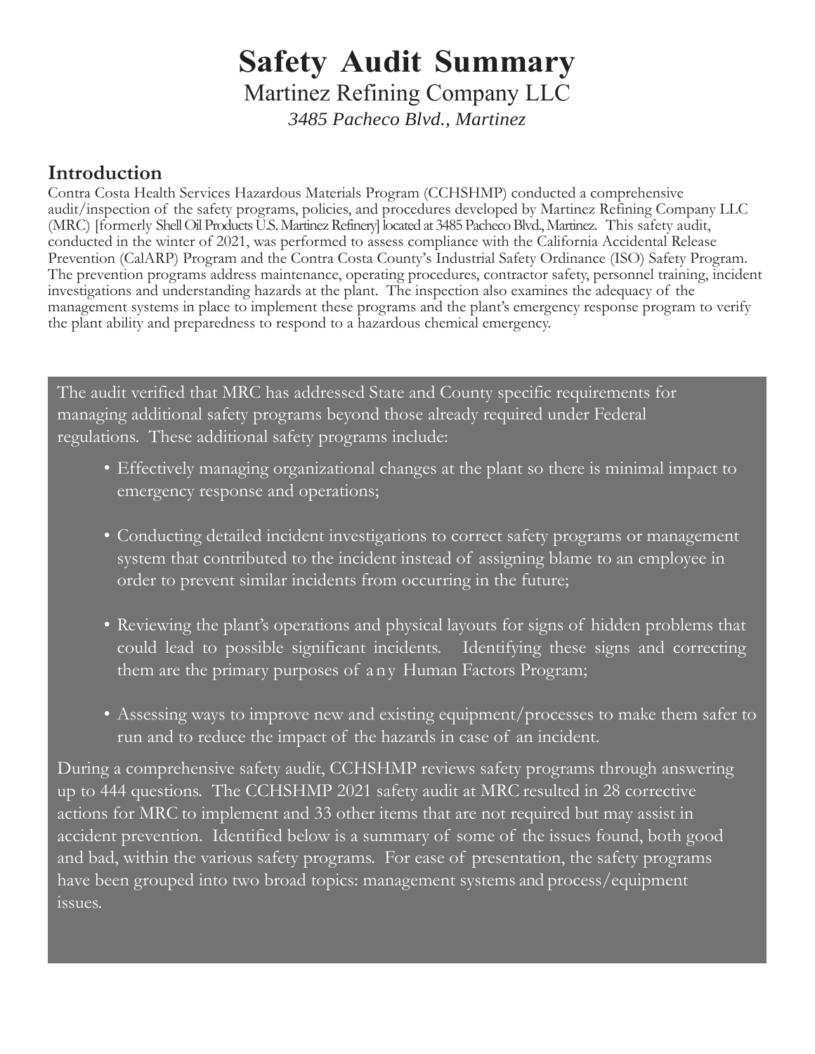# Safety Audit Summary

## Martinez Refining Company LLC

*3485 Pacheco Blvd., Martinez*

## Introduction

Contra Costa Health Services Hazardous Materials Program (CCHSHMP) conducted a comprehensive audit/inspection of the safety programs, policies, and procedures developed by Martinez Refining Company LLC (MRC) [formerly Shell Oil Products U.S. Martinez Refinery] located at 3485 Pacheco Blvd., Martinez. This safety audit, conducted in the winter of 2021, was performed to assess compliance with the California Accidental Release Prevention (CalARP) Program and the Contra Costa County's Industrial Safety Ordinance (ISO) Safety Program. The prevention programs address maintenance, operating procedures, contractor safety, personnel training, incident investigations and understanding hazards at the plant. The inspection also examines the adequacy of the management systems in place to implement these programs and the plant's emergency response program to verify the plant ability and preparedness to respond to a hazardous chemical emergency.

The audit verified that MRC has addressed State and County specific requirements for managing additional safety programs beyond those already required under Federal regulations. These additional safety programs include:

- Effectively managing organizational changes at the plant so there is minimal impact to emergency response and operations;
- Conducting detailed incident investigations to correct safety programs or management system that contributed to the incident instead of assigning blame to an employee in order to prevent similar incidents from occurring in the future;
- Reviewing the plant's operations and physical layouts for signs of hidden problems that could lead to possible significant incidents. Identifying these signs and correcting them are the primary purposes of any Human Factors Program;
- Assessing ways to improve new and existing equipment/processes to make them safer to run and to reduce the impact of the hazards in case of an incident.

During a comprehensive safety audit, CCHSHMP reviews safety programs through answering up to 444 questions. The CCHSHMP 2021 safety audit at MRC resulted in 28 corrective actions for MRC to implement and 33 other items that are not required but may assist in accident prevention. Identified below is a summary of some of the issues found, both good and bad, within the various safety programs. For ease of presentation, the safety programs have been grouped into two broad topics: management systems and process/equipment issues.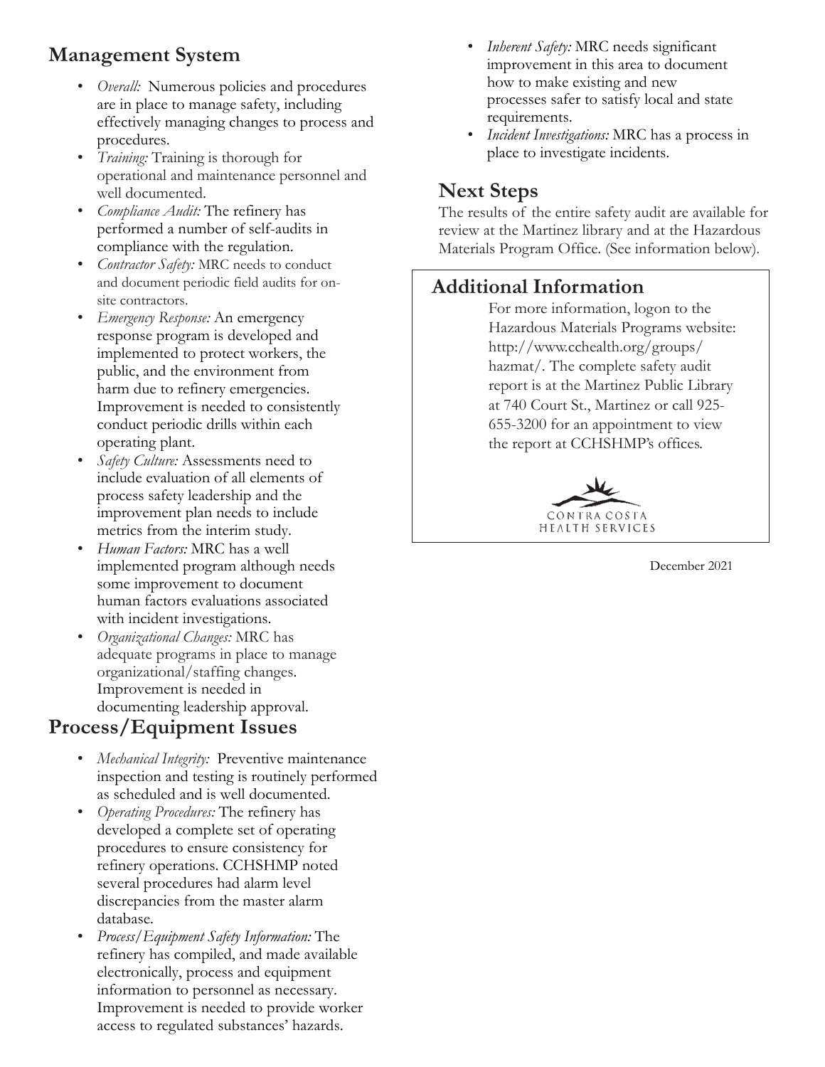## Management System

- *Overall:* Numerous policies and procedures are in place to manage safety, including effectively managing changes to process and procedures.
- *Training:* Training is thorough for operational and maintenance personnel and well documented.
- *Compliance Audit:* The refinery has performed a number of self-audits in compliance with the regulation.
- *Contractor Safety:* MRC needs to conduct and document periodic field audits for on-site contractors.
- *Emergency Response:* An emergency response program is developed and implemented to protect workers, the public, and the environment from harm due to refinery emergencies. Improvement is needed to consistently conduct periodic drills within each operating plant.
- *Safety Culture:* Assessments need to include evaluation of all elements of process safety leadership and the improvement plan needs to include metrics from the interim study.
- *Human Factors:* MRC has a well implemented program although needs some improvement to document human factors evaluations associated with incident investigations.
- *Organizational Changes:* MRC has adequate programs in place to manage organizational/staffing changes. Improvement is needed in documenting leadership approval.

## Process/Equipment Issues

- *Mechanical Integrity:* Preventive maintenance inspection and testing is routinely performed as scheduled and is well documented.
- *Operating Procedures:* The refinery has developed a complete set of operating procedures to ensure consistency for refinery operations. CCHSHMP noted several procedures had alarm level discrepancies from the master alarm database.
- *Process/Equipment Safety Information:* The refinery has compiled, and made available electronically, process and equipment information to personnel as necessary. Improvement is needed to provide worker access to regulated substances' hazards.
- *Inherent Safety:* MRC needs significant improvement in this area to document how to make existing and new processes safer to satisfy local and state requirements.
- *Incident Investigations:* MRC has a process in place to investigate incidents.

## Next Steps

The results of the entire safety audit are available for review at the Martinez library and at the Hazardous Materials Program Office. (See information below).

## Additional Information

For more information, logon to the Hazardous Materials Programs website: http://www.cchealth.org/groups/hazmat/. The complete safety audit report is at the Martinez Public Library at 740 Court St., Martinez or call 925-655-3200 for an appointment to view the report at CCHSHMP's offices.

CONTRA COSTA HEALTH SERVICES

December 2021